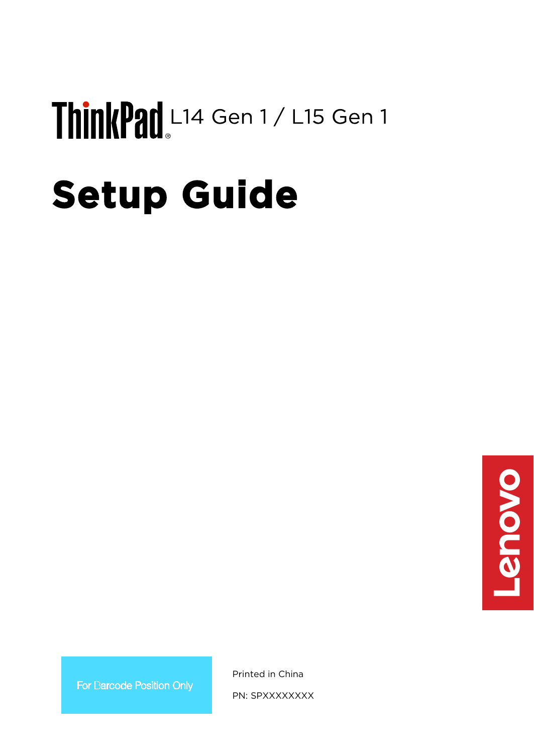# ThinkPad L14 Gen 1 / L15 Gen 1

# Setup Guide

Lenovo

For Barcode Position Only

Printed in China

PN: SPXXXXXXXX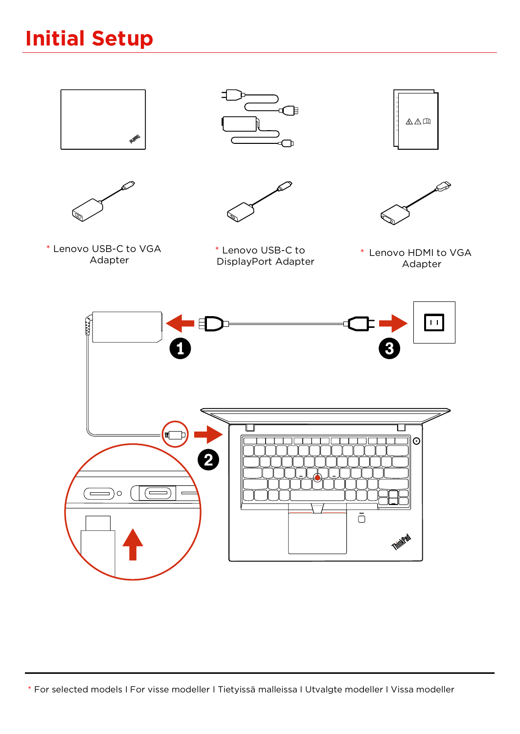# Initial Setup

\* Lenovo USB-C to VGA Adapter

\* Lenovo USB-C to DisplayPort Adapter

\* Lenovo HDMI to VGA Adapter

1

2

3

\* For selected models I For visse modeller I Tietyissä malleissa I Utvalgte modeller I Vissa modeller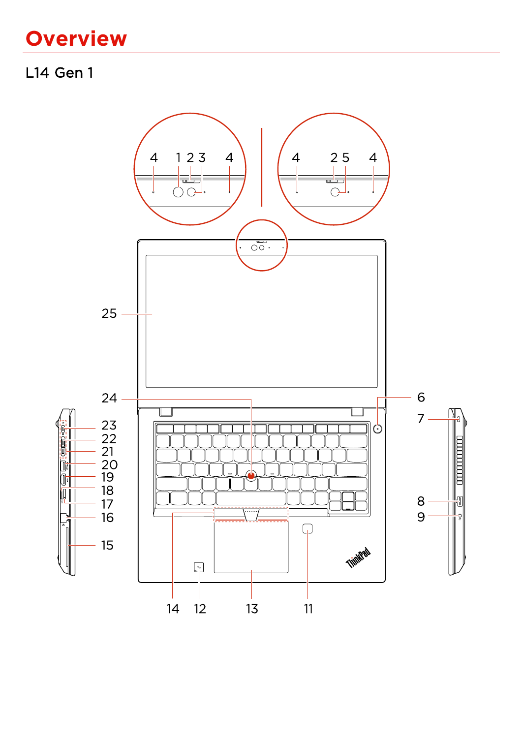# Overview

## L14 Gen 1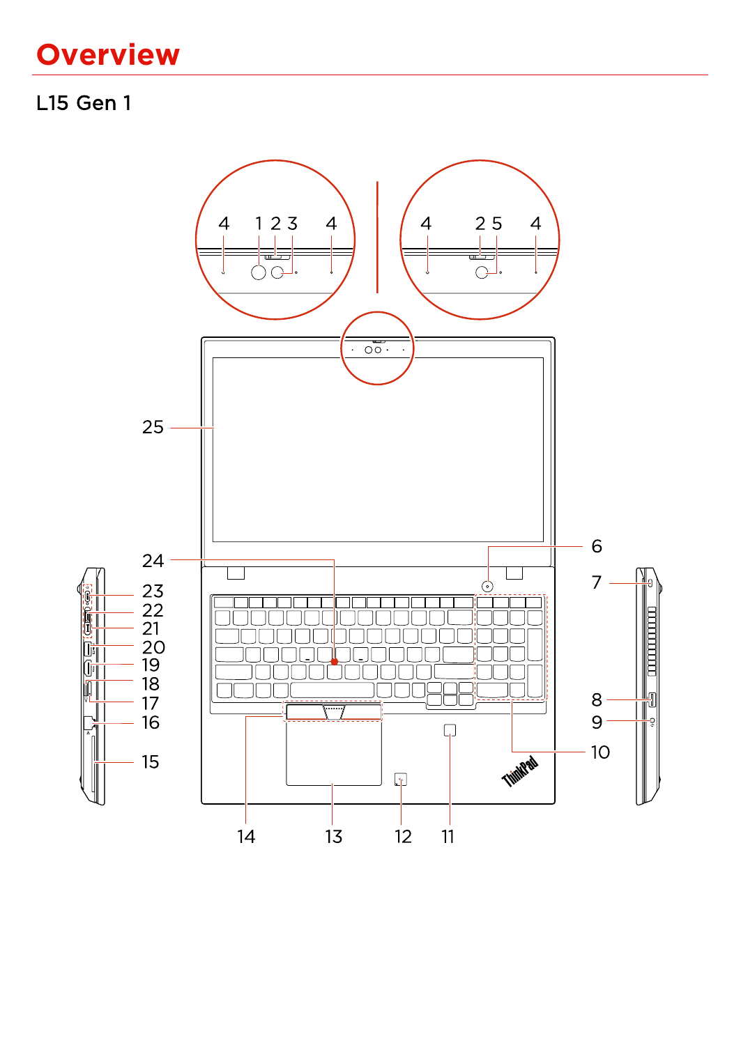# Overview

## L15 Gen 1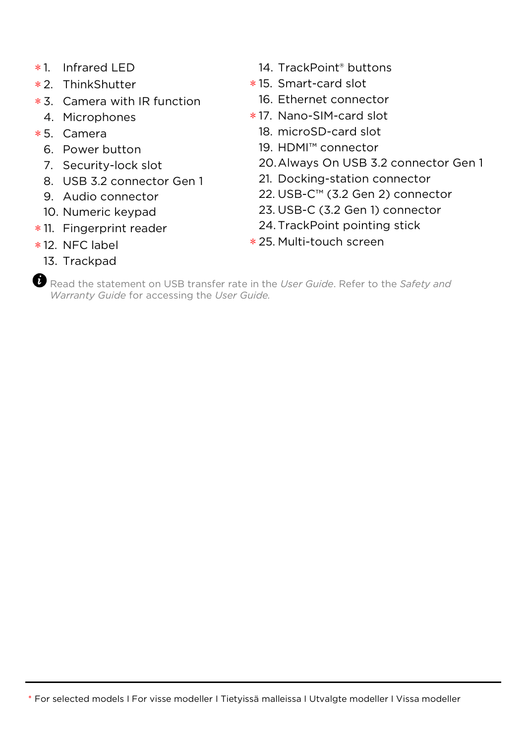- \*1. Infrared LED
- \*2. ThinkShutter
- \*3. Camera with IR function
- 4. Microphones
- \*5. Camera
- 6. Power button
- 7. Security-lock slot
- 8. USB 3.2 connector Gen 1
- 9. Audio connector
- 10. Numeric keypad
- \*11. Fingerprint reader
- \*12. NFC label
- 13. Trackpad
- 14. TrackPoint® buttons
- \*15. Smart-card slot
- 16. Ethernet connector
- \*17. Nano-SIM-card slot
- 18. microSD-card slot
- 19. HDMI™ connector
- 20. Always On USB 3.2 connector Gen 1
- 21. Docking-station connector
- 22. USB-C™ (3.2 Gen 2) connector
- 23. USB-C (3.2 Gen 1) connector
- 24. TrackPoint pointing stick
- \*25. Multi-touch screen

Read the statement on USB transfer rate in the *User Guide*. Refer to the *Safety and Warranty Guide* for accessing the *User Guide*.

\* For selected models I For visse modeller I Tietyissä malleissa I Utvalgte modeller I Vissa modeller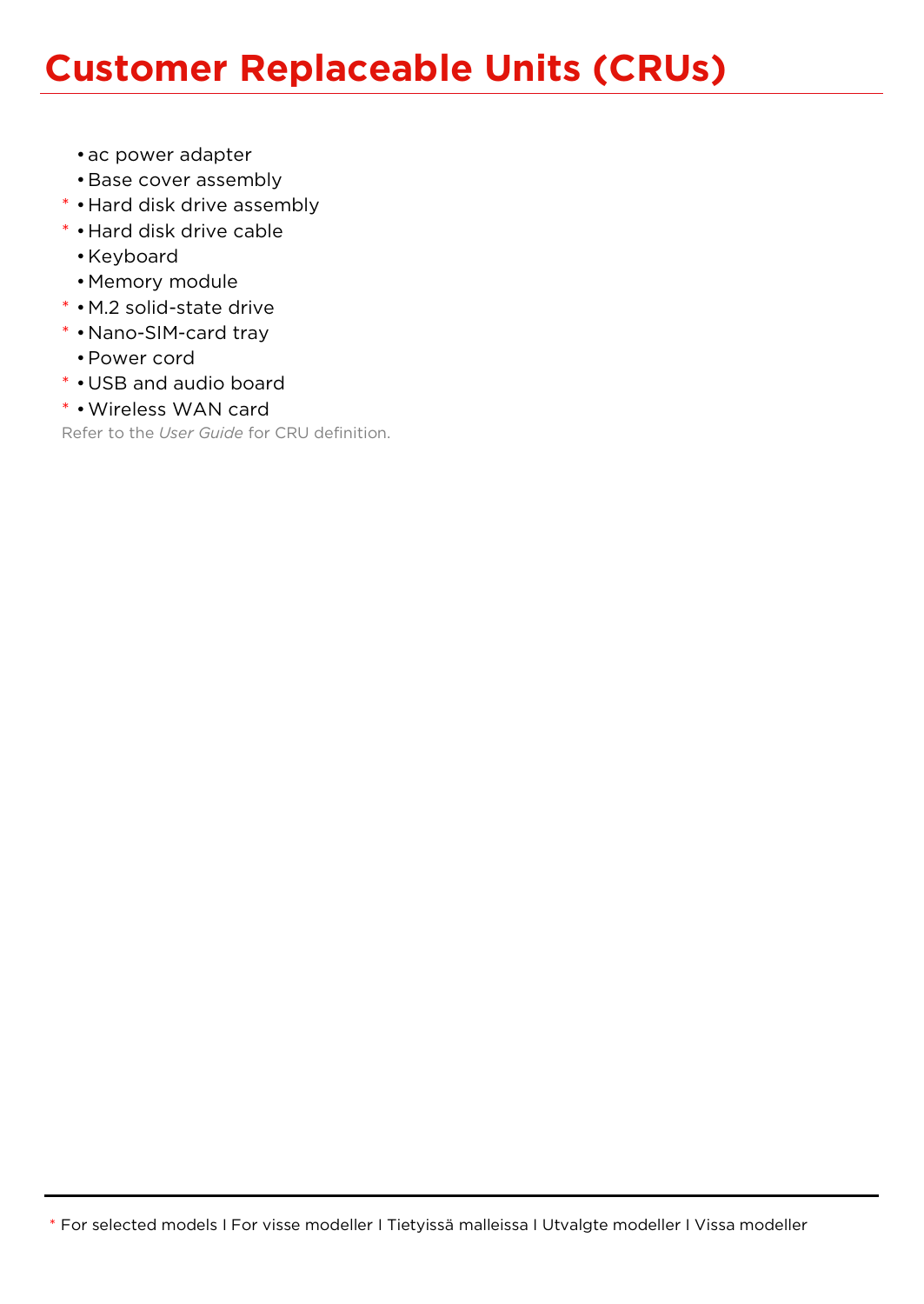# Customer Replaceable Units (CRUs)

- ac power adapter
- Base cover assembly
- * Hard disk drive assembly
- * Hard disk drive cable
- Keyboard
- Memory module
- * M.2 solid-state drive
- * Nano-SIM-card tray
- Power cord
- * USB and audio board
- * Wireless WAN card

Refer to the *User Guide* for CRU definition.

* For selected models I For visse modeller I Tietyissä malleissa I Utvalgte modeller I Vissa modeller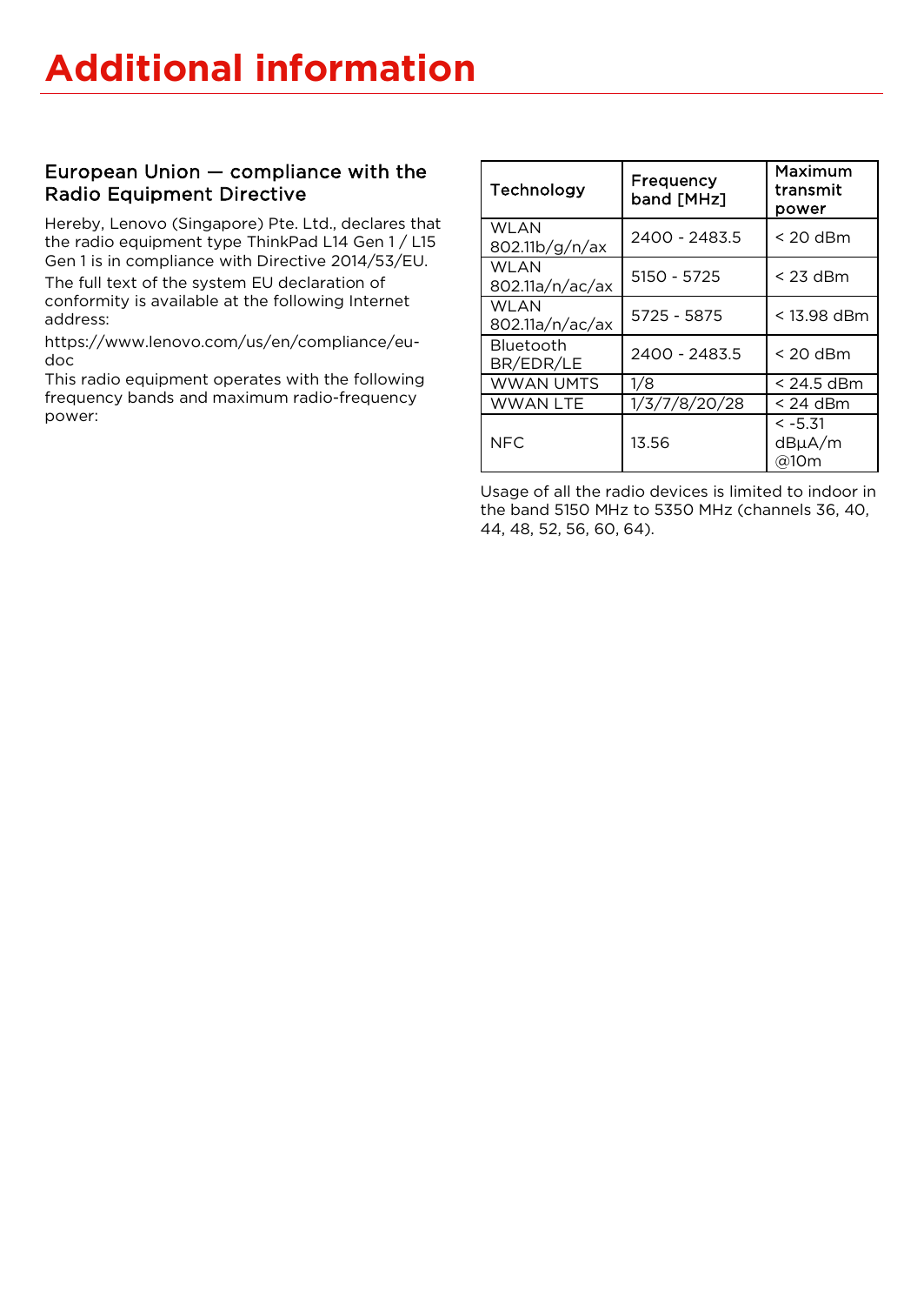# Additional information

## European Union — compliance with the Radio Equipment Directive

Hereby, Lenovo (Singapore) Pte. Ltd., declares that the radio equipment type ThinkPad L14 Gen 1 / L15 Gen 1 is in compliance with Directive 2014/53/EU.

The full text of the system EU declaration of conformity is available at the following Internet address:

https://www.lenovo.com/us/en/compliance/eu-doc

This radio equipment operates with the following frequency bands and maximum radio-frequency power:

| Technology | Frequency band [MHz] | Maximum transmit power |
|---|---|---|
| WLAN 802.11b/g/n/ax | 2400 - 2483.5 | < 20 dBm |
| WLAN 802.11a/n/ac/ax | 5150 - 5725 | < 23 dBm |
| WLAN 802.11a/n/ac/ax | 5725 - 5875 | < 13.98 dBm |
| Bluetooth BR/EDR/LE | 2400 - 2483.5 | < 20 dBm |
| WWAN UMTS | 1/8 | < 24.5 dBm |
| WWAN LTE | 1/3/7/8/20/28 | < 24 dBm |
| NFC | 13.56 | < -5.31 dBμA/m @10m |

Usage of all the radio devices is limited to indoor in the band 5150 MHz to 5350 MHz (channels 36, 40, 44, 48, 52, 56, 60, 64).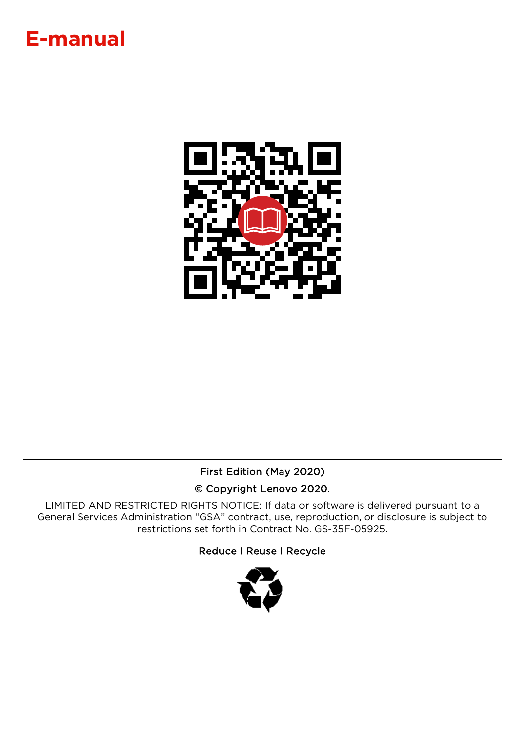# E-manual

First Edition (May 2020)

© Copyright Lenovo 2020.

LIMITED AND RESTRICTED RIGHTS NOTICE: If data or software is delivered pursuant to a General Services Administration "GSA" contract, use, reproduction, or disclosure is subject to restrictions set forth in Contract No. GS-35F-05925.

Reduce I Reuse I Recycle